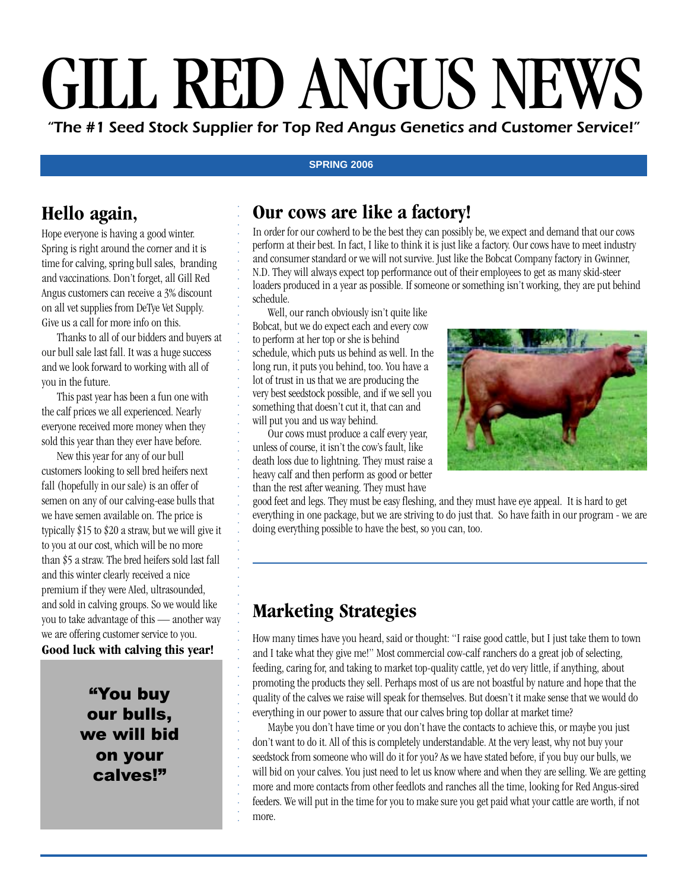# GILL RED ANGUS NEWS

*"The #1 Seed Stock Supplier for Top Red Angus Genetics and Customer Service!"*

**SPRING 2006**

## Hello again,

Hope everyone is having a good winter. Spring is right around the corner and it is time for calving, spring bull sales, branding and vaccinations. Don't forget, all Gill Red Angus customers can receive a 3% discount on all vet supplies from DeTye Vet Supply. Give us a call for more info on this.

Thanks to all of our bidders and buyers at our bull sale last fall. It was a huge success and we look forward to working with all of you in the future.

This past year has been a fun one with the calf prices we all experienced. Nearly everyone received more money when they sold this year than they ever have before.

New this year for any of our bull customers looking to sell bred heifers next fall (hopefully in our sale) is an offer of semen on any of our calving-ease bulls that we have semen available on. The price is typically $15 to $20 a straw, but we will give it to you at our cost, which will be no more than $5 a straw. The bred heifers sold last fall and this winter clearly received a nice premium if they were AIed, ultrasounded, and sold in calving groups. So we would like you to take advantage of this — another way we are offering customer service to you.

**Good luck with calving this year!**

> **"You buy our bulls, we will bid on your calves!"**

## Our cows are like a factory!

In order for our cowherd to be the best they can possibly be, we expect and demand that our cows perform at their best. In fact, I like to think it is just like a factory. Our cows have to meet industry and consumer standard or we will not survive. Just like the Bobcat Company factory in Gwinner, N.D. They will always expect top performance out of their employees to get as many skid-steer loaders produced in a year as possible. If someone or something isn't working, they are put behind schedule.

Well, our ranch obviously isn't quite like Bobcat, but we do expect each and every cow to perform at her top or she is behind schedule, which puts us behind as well. In the long run, it puts you behind, too. You have a lot of trust in us that we are producing the very best seedstock possible, and if we sell you something that doesn't cut it, that can and will put you and us way behind.

Our cows must produce a calf every year, unless of course, it isn't the cow's fault, like death loss due to lightning. They must raise a heavy calf and then perform as good or better than the rest after weaning. They must have good feet and legs. They must be easy fleshing, and they must have eye appeal. It is hard to get everything in one package, but we are striving to do just that. So have faith in our program - we are doing everything possible to have the best, so you can, too.

## Marketing Strategies

How many times have you heard, said or thought: "I raise good cattle, but I just take them to town and I take what they give me!" Most commercial cow-calf ranchers do a great job of selecting, feeding, caring for, and taking to market top-quality cattle, yet do very little, if anything, about promoting the products they sell. Perhaps most of us are not boastful by nature and hope that the quality of the calves we raise will speak for themselves. But doesn't it make sense that we would do everything in our power to assure that our calves bring top dollar at market time?

Maybe you don't have time or you don't have the contacts to achieve this, or maybe you just don't want to do it. All of this is completely understandable. At the very least, why not buy your seedstock from someone who will do it for you? As we have stated before, if you buy our bulls, we will bid on your calves. You just need to let us know where and when they are selling. We are getting more and more contacts from other feedlots and ranches all the time, looking for Red Angus-sired feeders. We will put in the time for you to make sure you get paid what your cattle are worth, if not more.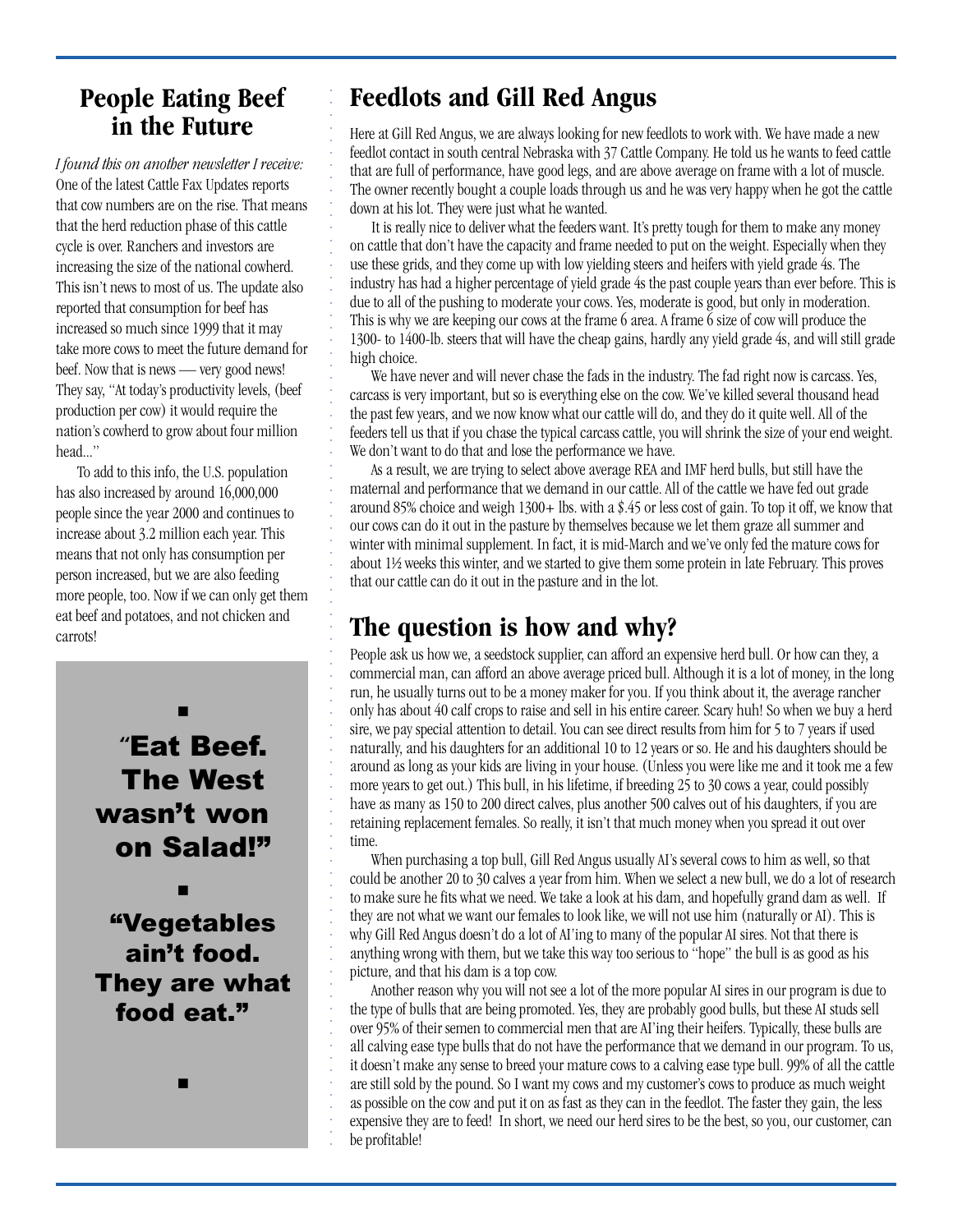## People Eating Beef in the Future

*I found this on another newsletter I receive:* One of the latest Cattle Fax Updates reports that cow numbers are on the rise. That means that the herd reduction phase of this cattle cycle is over. Ranchers and investors are increasing the size of the national cowherd. This isn't news to most of us. The update also reported that consumption for beef has increased so much since 1999 that it may take more cows to meet the future demand for beef. Now that is news — very good news! They say, "At today's productivity levels, (beef production per cow) it would require the nation's cowherd to grow about four million head..."

To add to this info, the U.S. population has also increased by around 16,000,000 people since the year 2000 and continues to increase about 3.2 million each year. This means that not only has consumption per person increased, but we are also feeding more people, too. Now if we can only get them eat beef and potatoes, and not chicken and carrots!

"Eat Beef. The West wasn't won on Salad!"

"Vegetables ain't food. They are what food eat."

## Feedlots and Gill Red Angus

Here at Gill Red Angus, we are always looking for new feedlots to work with. We have made a new feedlot contact in south central Nebraska with 37 Cattle Company. He told us he wants to feed cattle that are full of performance, have good legs, and are above average on frame with a lot of muscle. The owner recently bought a couple loads through us and he was very happy when he got the cattle down at his lot. They were just what he wanted.

It is really nice to deliver what the feeders want. It's pretty tough for them to make any money on cattle that don't have the capacity and frame needed to put on the weight. Especially when they use these grids, and they come up with low yielding steers and heifers with yield grade 4s. The industry has had a higher percentage of yield grade 4s the past couple years than ever before. This is due to all of the pushing to moderate your cows. Yes, moderate is good, but only in moderation. This is why we are keeping our cows at the frame 6 area. A frame 6 size of cow will produce the 1300- to 1400-lb. steers that will have the cheap gains, hardly any yield grade 4s, and will still grade high choice.

We have never and will never chase the fads in the industry. The fad right now is carcass. Yes, carcass is very important, but so is everything else on the cow. We've killed several thousand head the past few years, and we now know what our cattle will do, and they do it quite well. All of the feeders tell us that if you chase the typical carcass cattle, you will shrink the size of your end weight. We don't want to do that and lose the performance we have.

As a result, we are trying to select above average REA and IMF herd bulls, but still have the maternal and performance that we demand in our cattle. All of the cattle we have fed out grade around 85% choice and weigh 1300+ lbs. with a $.45 or less cost of gain. To top it off, we know that our cows can do it out in the pasture by themselves because we let them graze all summer and winter with minimal supplement. In fact, it is mid-March and we've only fed the mature cows for about 1½ weeks this winter, and we started to give them some protein in late February. This proves that our cattle can do it out in the pasture and in the lot.

## The question is how and why?

People ask us how we, a seedstock supplier, can afford an expensive herd bull. Or how can they, a commercial man, can afford an above average priced bull. Although it is a lot of money, in the long run, he usually turns out to be a money maker for you. If you think about it, the average rancher only has about 40 calf crops to raise and sell in his entire career. Scary huh! So when we buy a herd sire, we pay special attention to detail. You can see direct results from him for 5 to 7 years if used naturally, and his daughters for an additional 10 to 12 years or so. He and his daughters should be around as long as your kids are living in your house. (Unless you were like me and it took me a few more years to get out.) This bull, in his lifetime, if breeding 25 to 30 cows a year, could possibly have as many as 150 to 200 direct calves, plus another 500 calves out of his daughters, if you are retaining replacement females. So really, it isn't that much money when you spread it out over time.

When purchasing a top bull, Gill Red Angus usually AI's several cows to him as well, so that could be another 20 to 30 calves a year from him. When we select a new bull, we do a lot of research to make sure he fits what we need. We take a look at his dam, and hopefully grand dam as well. If they are not what we want our females to look like, we will not use him (naturally or AI). This is why Gill Red Angus doesn't do a lot of AI'ing to many of the popular AI sires. Not that there is anything wrong with them, but we take this way too serious to "hope" the bull is as good as his picture, and that his dam is a top cow.

Another reason why you will not see a lot of the more popular AI sires in our program is due to the type of bulls that are being promoted. Yes, they are probably good bulls, but these AI studs sell over 95% of their semen to commercial men that are AI'ing their heifers. Typically, these bulls are all calving ease type bulls that do not have the performance that we demand in our program. To us, it doesn't make any sense to breed your mature cows to a calving ease type bull. 99% of all the cattle are still sold by the pound. So I want my cows and my customer's cows to produce as much weight as possible on the cow and put it on as fast as they can in the feedlot. The faster they gain, the less expensive they are to feed! In short, we need our herd sires to be the best, so you, our customer, can be profitable!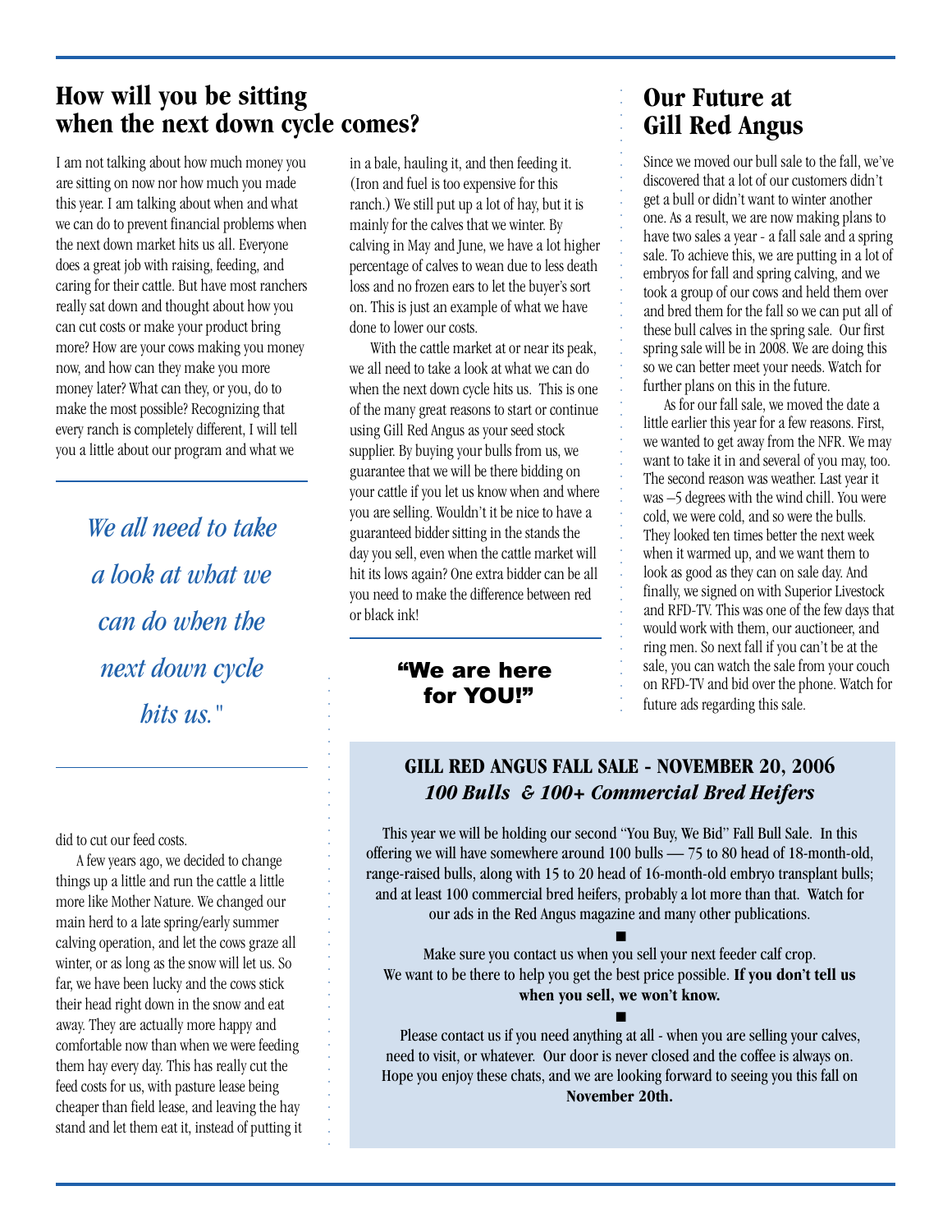## How will you be sitting when the next down cycle comes?

I am not talking about how much money you are sitting on now nor how much you made this year. I am talking about when and what we can do to prevent financial problems when the next down market hits us all. Everyone does a great job with raising, feeding, and caring for their cattle. But have most ranchers really sat down and thought about how you can cut costs or make your product bring more? How are your cows making you money now, and how can they make you more money later? What can they, or you, do to make the most possible? Recognizing that every ranch is completely different, I will tell you a little about our program and what we did to cut our feed costs.

> *We all need to take a look at what we can do when the next down cycle hits us."*

A few years ago, we decided to change things up a little and run the cattle a little more like Mother Nature. We changed our main herd to a late spring/early summer calving operation, and let the cows graze all winter, or as long as the snow will let us. So far, we have been lucky and the cows stick their head right down in the snow and eat away. They are actually more happy and comfortable now than when we were feeding them hay every day. This has really cut the feed costs for us, with pasture lease being cheaper than field lease, and leaving the hay stand and let them eat it, instead of putting it in a bale, hauling it, and then feeding it. (Iron and fuel is too expensive for this ranch.) We still put up a lot of hay, but it is mainly for the calves that we winter. By calving in May and June, we have a lot higher percentage of calves to wean due to less death loss and no frozen ears to let the buyer's sort on. This is just an example of what we have done to lower our costs.

With the cattle market at or near its peak, we all need to take a look at what we can do when the next down cycle hits us. This is one of the many great reasons to start or continue using Gill Red Angus as your seed stock supplier. By buying your bulls from us, we guarantee that we will be there bidding on your cattle if you let us know when and where you are selling. Wouldn't it be nice to have a guaranteed bidder sitting in the stands the day you sell, even when the cattle market will hit its lows again? One extra bidder can be all you need to make the difference between red or black ink!

**"We are here for YOU!"**

## Our Future at Gill Red Angus

Since we moved our bull sale to the fall, we've discovered that a lot of our customers didn't get a bull or didn't want to winter another one. As a result, we are now making plans to have two sales a year - a fall sale and a spring sale. To achieve this, we are putting in a lot of embryos for fall and spring calving, and we took a group of our cows and held them over and bred them for the fall so we can put all of these bull calves in the spring sale. Our first spring sale will be in 2008. We are doing this so we can better meet your needs. Watch for further plans on this in the future.

As for our fall sale, we moved the date a little earlier this year for a few reasons. First, we wanted to get away from the NFR. We may want to take it in and several of you may, too. The second reason was weather. Last year it was –5 degrees with the wind chill. You were cold, we were cold, and so were the bulls. They looked ten times better the next week when it warmed up, and we want them to look as good as they can on sale day. And finally, we signed on with Superior Livestock and RFD-TV. This was one of the few days that would work with them, our auctioneer, and ring men. So next fall if you can't be at the sale, you can watch the sale from your couch on RFD-TV and bid over the phone. Watch for future ads regarding this sale.

### GILL RED ANGUS FALL SALE - NOVEMBER 20, 2006
### *100 Bulls & 100+ Commercial Bred Heifers*

This year we will be holding our second "You Buy, We Bid" Fall Bull Sale. In this offering we will have somewhere around 100 bulls — 75 to 80 head of 18-month-old, range-raised bulls, along with 15 to 20 head of 16-month-old embryo transplant bulls; and at least 100 commercial bred heifers, probably a lot more than that. Watch for our ads in the Red Angus magazine and many other publications.

■

Make sure you contact us when you sell your next feeder calf crop. We want to be there to help you get the best price possible. **If you don't tell us when you sell, we won't know.**

■

Please contact us if you need anything at all - when you are selling your calves, need to visit, or whatever. Our door is never closed and the coffee is always on. Hope you enjoy these chats, and we are looking forward to seeing you this fall on **November 20th.**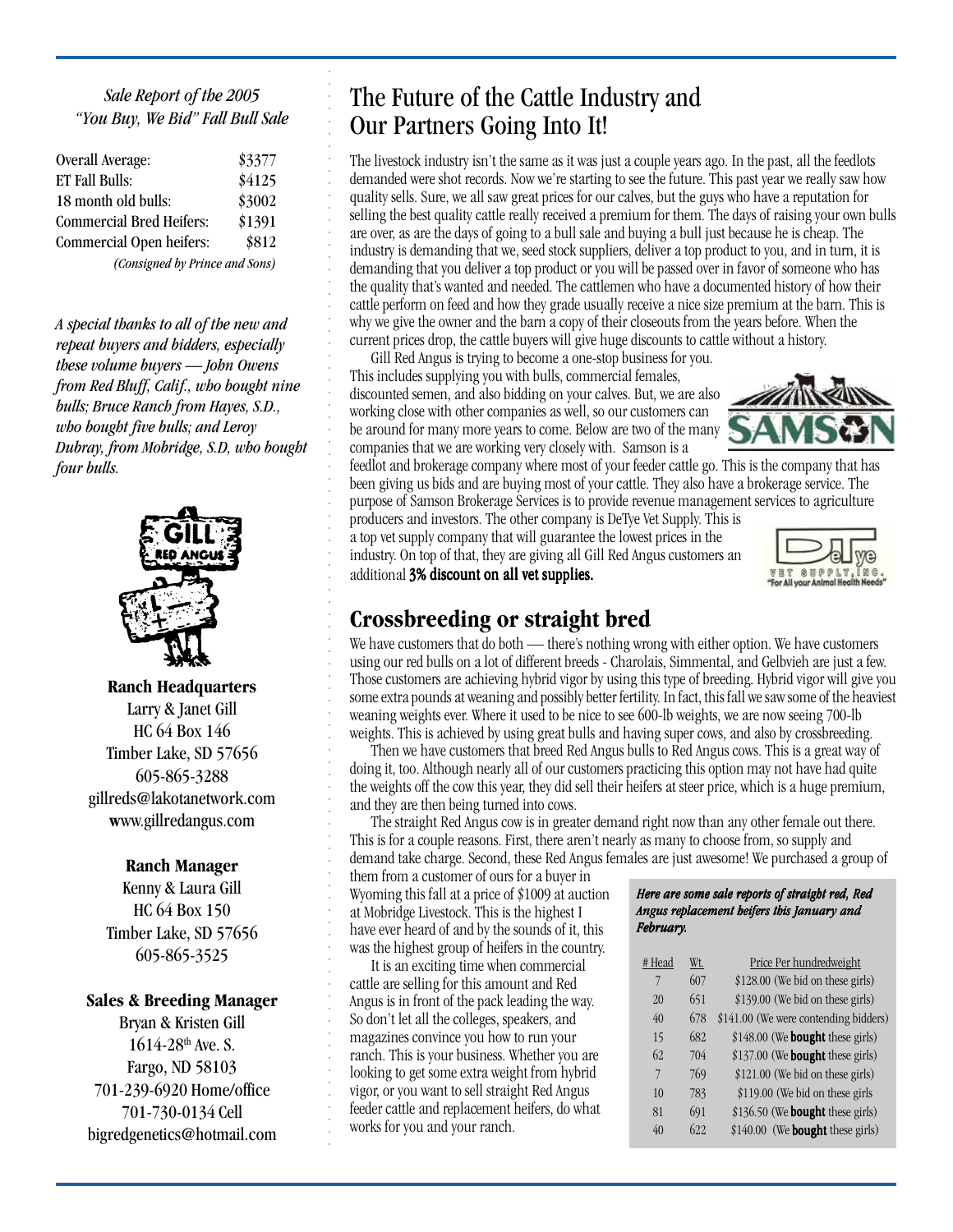*Sale Report of the 2005 "You Buy, We Bid" Fall Bull Sale*

| | |
|---|---|
| Overall Average: | $3377 |
| ET Fall Bulls: | $4125 |
| 18 month old bulls: | $3002 |
| Commercial Bred Heifers: | $1391 |
| Commercial Open heifers: | $812 |

*(Consigned by Prince and Sons)*

*A special thanks to all of the new and repeat buyers and bidders, especially these volume buyers — John Owens from Red Bluff, Calif., who bought nine bulls; Bruce Ranch from Hayes, S.D., who bought five bulls; and Leroy Dubray, from Mobridge, S.D, who bought four bulls.*

**Ranch Headquarters**
Larry & Janet Gill
HC 64 Box 146
Timber Lake, SD 57656
605-865-3288
gillreds@lakotanetwork.com
www.gillredangus.com

**Ranch Manager**
Kenny & Laura Gill
HC 64 Box 150
Timber Lake, SD 57656
605-865-3525

**Sales & Breeding Manager**
Bryan & Kristen Gill
1614-28th Ave. S.
Fargo, ND 58103
701-239-6920 Home/office
701-730-0134 Cell
bigredgenetics@hotmail.com

# The Future of the Cattle Industry and Our Partners Going Into It!

The livestock industry isn't the same as it was just a couple years ago. In the past, all the feedlots demanded were shot records. Now we're starting to see the future. This past year we really saw how quality sells. Sure, we all saw great prices for our calves, but the guys who have a reputation for selling the best quality cattle really received a premium for them. The days of raising your own bulls are over, as are the days of going to a bull sale and buying a bull just because he is cheap. The industry is demanding that we, seed stock suppliers, deliver a top product to you, and in turn, it is demanding that you deliver a top product or you will be passed over in favor of someone who has the quality that's wanted and needed. The cattlemen who have a documented history of how their cattle perform on feed and how they grade usually receive a nice size premium at the barn. This is why we give the owner and the barn a copy of their closeouts from the years before. When the current prices drop, the cattle buyers will give huge discounts to cattle without a history.

Gill Red Angus is trying to become a one-stop business for you. This includes supplying you with bulls, commercial females, discounted semen, and also bidding on your calves. But, we are also working close with other companies as well, so our customers can be around for many more years to come. Below are two of the many companies that we are working very closely with. Samson is a feedlot and brokerage company where most of your feeder cattle go. This is the company that has been giving us bids and are buying most of your cattle. They also have a brokerage service. The purpose of Samson Brokerage Services is to provide revenue management services to agriculture producers and investors. The other company is DeTye Vet Supply. This is a top vet supply company that will guarantee the lowest prices in the industry. On top of that, they are giving all Gill Red Angus customers an additional **3% discount on all vet supplies.**

## Crossbreeding or straight bred

We have customers that do both — there's nothing wrong with either option. We have customers using our red bulls on a lot of different breeds - Charolais, Simmental, and Gelbvieh are just a few. Those customers are achieving hybrid vigor by using this type of breeding. Hybrid vigor will give you some extra pounds at weaning and possibly better fertility. In fact, this fall we saw some of the heaviest weaning weights ever. Where it used to be nice to see 600-lb weights, we are now seeing 700-lb weights. This is achieved by using great bulls and having super cows, and also by crossbreeding.

Then we have customers that breed Red Angus bulls to Red Angus cows. This is a great way of doing it, too. Although nearly all of our customers practicing this option may not have had quite the weights off the cow this year, they did sell their heifers at steer price, which is a huge premium, and they are then being turned into cows.

The straight Red Angus cow is in greater demand right now than any other female out there. This is for a couple reasons. First, there aren't nearly as many to choose from, so supply and demand take charge. Second, these Red Angus females are just awesome! We purchased a group of them from a customer of ours for a buyer in Wyoming this fall at a price of $1009 at auction at Mobridge Livestock. This is the highest I have ever heard of and by the sounds of it, this was the highest group of heifers in the country.

It is an exciting time when commercial cattle are selling for this amount and Red Angus is in front of the pack leading the way. So don't let all the colleges, speakers, and magazines convince you how to run your ranch. This is your business. Whether you are looking to get some extra weight from hybrid vigor, or you want to sell straight Red Angus feeder cattle and replacement heifers, do what works for you and your ranch.

***Here are some sale reports of straight red, Red Angus replacement heifers this January and February.***

| # Head | Wt. | Price Per hundredweight |
|---|---|---|
| 7 | 607 | $128.00 (We bid on these girls) |
| 20 | 651 | $139.00 (We bid on these girls) |
| 40 | 678 | $141.00 (We were contending bidders) |
| 15 | 682 | $148.00 (We **bought** these girls) |
| 62 | 704 | $137.00 (We **bought** these girls) |
| 7 | 769 | $121.00 (We bid on these girls) |
| 10 | 783 | $119.00 (We bid on these girls |
| 81 | 691 | $136.50 (We **bought** these girls) |
| 40 | 622 | $140.00 (We **bought** these girls) |